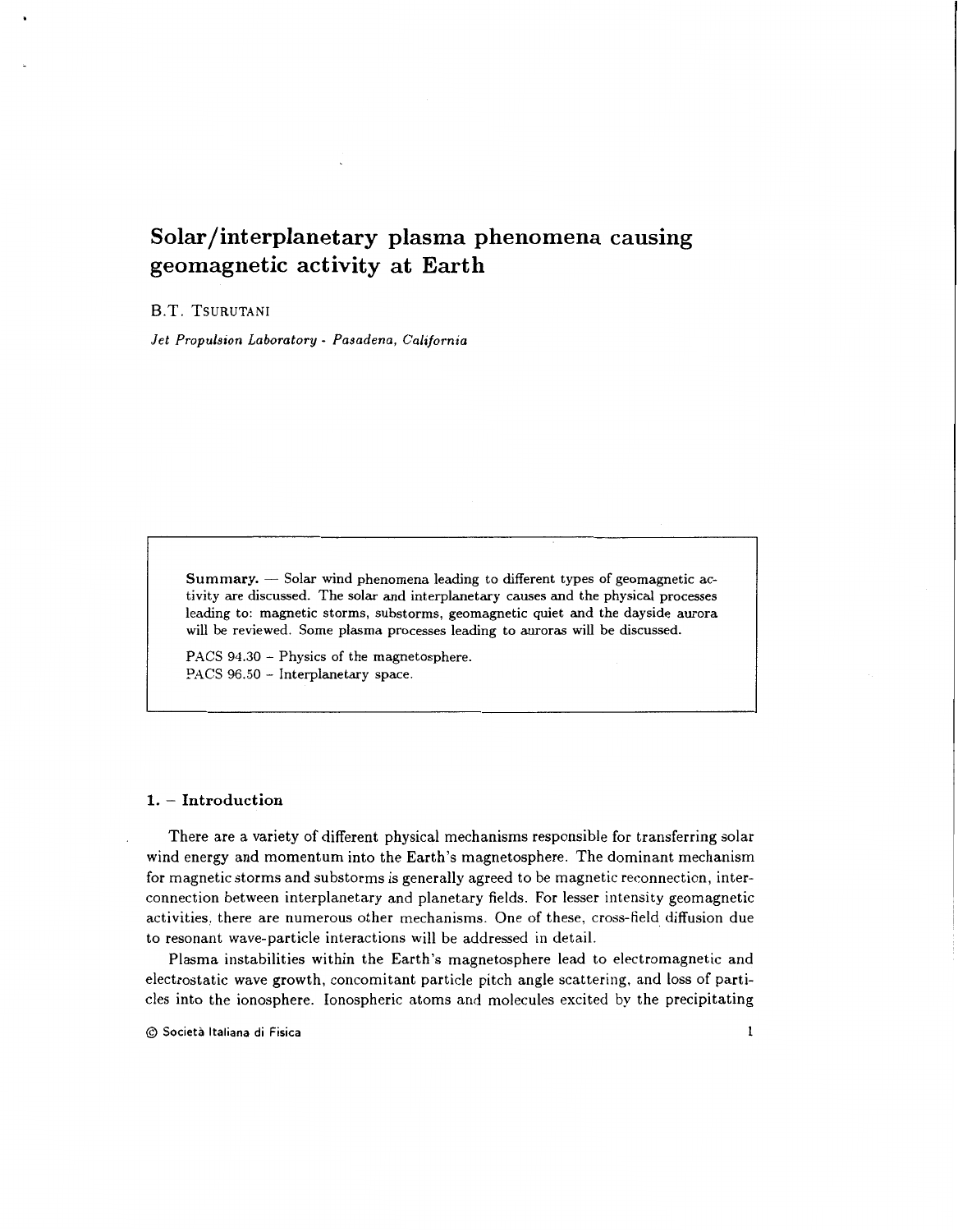# Solar/interplanetary plasma phenomena causing geomagnetic activity at Earth

B.T. TSURUTANI

*Jet Propulsion Laboratory - Pasadena, California*

**Summary.** — Solar wind phenomena leading to different types of geomagnetic activity are discussed. The solar and interplanetary causes and the physical processes leading to: magnetic storms, substorms, geomagnetic quiet and the dayside aurora will be reviewed. Some plasma processes leading to auroras will be discussed.

PACS 94.30 – Physics of the magnetosphere.
PACS 96.50 – Interplanetary space.

## 1. – Introduction

There are a variety of different physical mechanisms responsible for transferring solar wind energy and momentum into the Earth's magnetosphere. The dominant mechanism for magnetic storms and substorms is generally agreed to be magnetic reconnection, interconnection between interplanetary and planetary fields. For lesser intensity geomagnetic activities, there are numerous other mechanisms. One of these, cross-field diffusion due to resonant wave-particle interactions will be addressed in detail.

Plasma instabilities within the Earth's magnetosphere lead to electromagnetic and electrostatic wave growth, concomitant particle pitch angle scattering, and loss of particles into the ionosphere. Ionospheric atoms and molecules excited by the precipitating

© Società Italiana di Fisica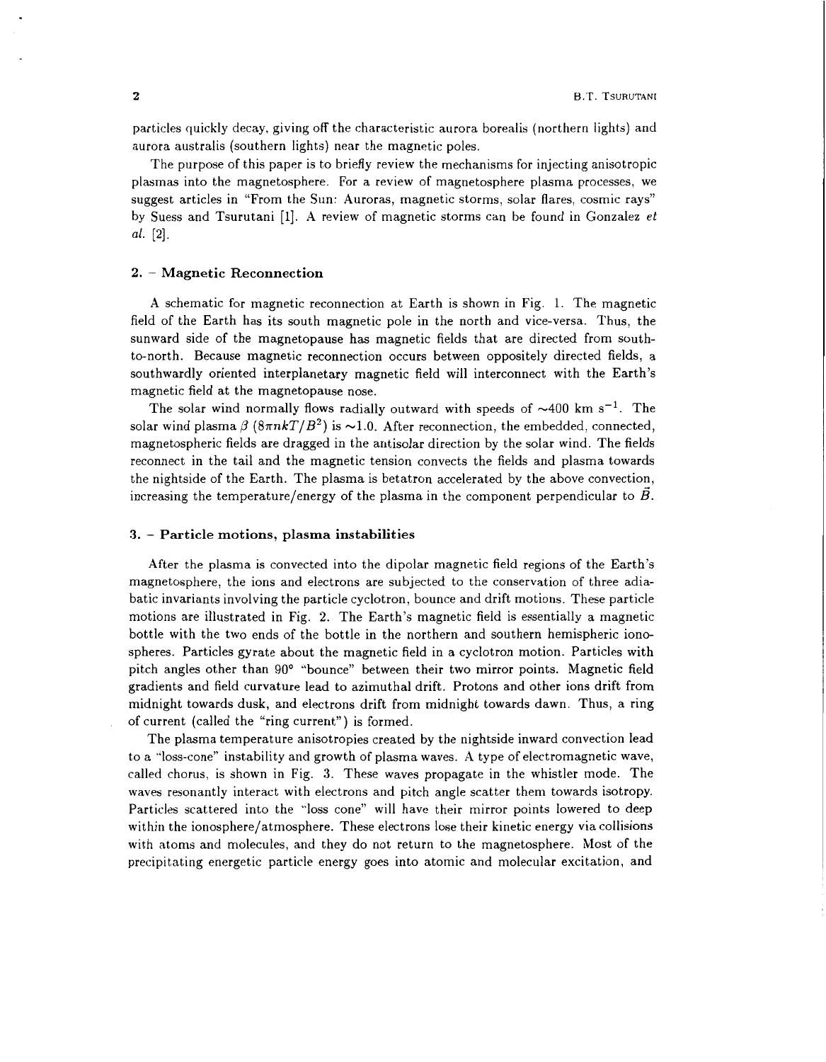particles quickly decay, giving off the characteristic aurora borealis (northern lights) and aurora australis (southern lights) near the magnetic poles.

The purpose of this paper is to briefly review the mechanisms for injecting anisotropic plasmas into the magnetosphere. For a review of magnetosphere plasma processes, we suggest articles in "From the Sun: Auroras, magnetic storms, solar flares, cosmic rays" by Suess and Tsurutani [1]. A review of magnetic storms can be found in Gonzalez *et al.* [2].

## 2. – Magnetic Reconnection

A schematic for magnetic reconnection at Earth is shown in Fig. 1. The magnetic field of the Earth has its south magnetic pole in the north and vice-versa. Thus, the sunward side of the magnetopause has magnetic fields that are directed from south-to-north. Because magnetic reconnection occurs between oppositely directed fields, a southwardly oriented interplanetary magnetic field will interconnect with the Earth's magnetic field at the magnetopause nose.

The solar wind normally flows radially outward with speeds of $\sim$400 km s$^{-1}$. The solar wind plasma $\beta$ ($8\pi nkT/B^2$) is $\sim$1.0. After reconnection, the embedded, connected, magnetospheric fields are dragged in the antisolar direction by the solar wind. The fields reconnect in the tail and the magnetic tension convects the fields and plasma towards the nightside of the Earth. The plasma is betatron accelerated by the above convection, increasing the temperature/energy of the plasma in the component perpendicular to $\vec{B}$.

## 3. – Particle motions, plasma instabilities

After the plasma is convected into the dipolar magnetic field regions of the Earth's magnetosphere, the ions and electrons are subjected to the conservation of three adiabatic invariants involving the particle cyclotron, bounce and drift motions. These particle motions are illustrated in Fig. 2. The Earth's magnetic field is essentially a magnetic bottle with the two ends of the bottle in the northern and southern hemispheric ionospheres. Particles gyrate about the magnetic field in a cyclotron motion. Particles with pitch angles other than 90° "bounce" between their two mirror points. Magnetic field gradients and field curvature lead to azimuthal drift. Protons and other ions drift from midnight towards dusk, and electrons drift from midnight towards dawn. Thus, a ring of current (called the "ring current") is formed.

The plasma temperature anisotropies created by the nightside inward convection lead to a "loss-cone" instability and growth of plasma waves. A type of electromagnetic wave, called chorus, is shown in Fig. 3. These waves propagate in the whistler mode. The waves resonantly interact with electrons and pitch angle scatter them towards isotropy. Particles scattered into the "loss cone" will have their mirror points lowered to deep within the ionosphere/atmosphere. These electrons lose their kinetic energy via collisions with atoms and molecules, and they do not return to the magnetosphere. Most of the precipitating energetic particle energy goes into atomic and molecular excitation, and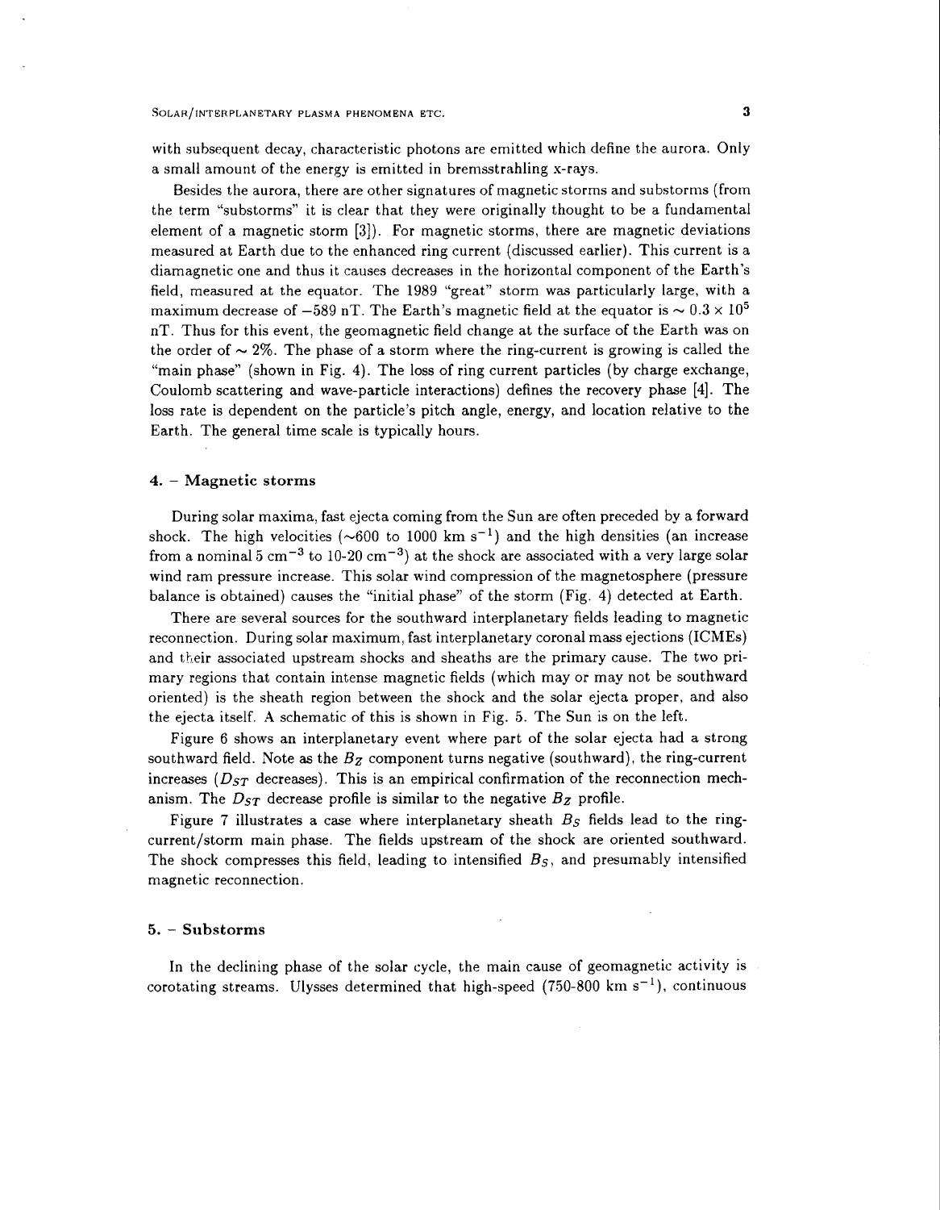with subsequent decay, characteristic photons are emitted which define the aurora. Only a small amount of the energy is emitted in bremsstrahling x-rays.

Besides the aurora, there are other signatures of magnetic storms and substorms (from the term "substorms" it is clear that they were originally thought to be a fundamental element of a magnetic storm [3]). For magnetic storms, there are magnetic deviations measured at Earth due to the enhanced ring current (discussed earlier). This current is a diamagnetic one and thus it causes decreases in the horizontal component of the Earth's field, measured at the equator. The 1989 "great" storm was particularly large, with a maximum decrease of $-589$ nT. The Earth's magnetic field at the equator is $\sim 0.3 \times 10^5$ nT. Thus for this event, the geomagnetic field change at the surface of the Earth was on the order of $\sim 2\%$. The phase of a storm where the ring-current is growing is called the "main phase" (shown in Fig. 4). The loss of ring current particles (by charge exchange, Coulomb scattering and wave-particle interactions) defines the recovery phase [4]. The loss rate is dependent on the particle's pitch angle, energy, and location relative to the Earth. The general time scale is typically hours.

## 4. – Magnetic storms

During solar maxima, fast ejecta coming from the Sun are often preceded by a forward shock. The high velocities ($\sim$600 to 1000 km s$^{-1}$) and the high densities (an increase from a nominal 5 cm$^{-3}$ to 10-20 cm$^{-3}$) at the shock are associated with a very large solar wind ram pressure increase. This solar wind compression of the magnetosphere (pressure balance is obtained) causes the "initial phase" of the storm (Fig. 4) detected at Earth.

There are several sources for the southward interplanetary fields leading to magnetic reconnection. During solar maximum, fast interplanetary coronal mass ejections (ICMEs) and their associated upstream shocks and sheaths are the primary cause. The two primary regions that contain intense magnetic fields (which may or may not be southward oriented) is the sheath region between the shock and the solar ejecta proper, and also the ejecta itself. A schematic of this is shown in Fig. 5. The Sun is on the left.

Figure 6 shows an interplanetary event where part of the solar ejecta had a strong southward field. Note as the $B_Z$ component turns negative (southward), the ring-current increases ($D_{ST}$ decreases). This is an empirical confirmation of the reconnection mechanism. The $D_{ST}$ decrease profile is similar to the negative $B_Z$ profile.

Figure 7 illustrates a case where interplanetary sheath $B_S$ fields lead to the ring-current/storm main phase. The fields upstream of the shock are oriented southward. The shock compresses this field, leading to intensified $B_S$, and presumably intensified magnetic reconnection.

## 5. – Substorms

In the declining phase of the solar cycle, the main cause of geomagnetic activity is corotating streams. Ulysses determined that high-speed (750-800 km s$^{-1}$), continuous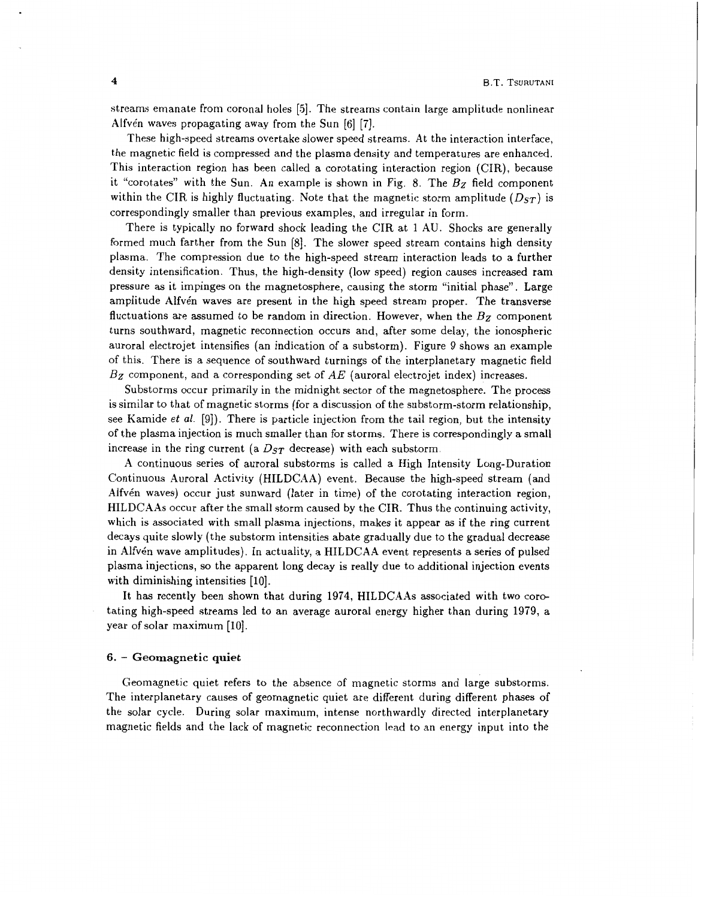streams emanate from coronal holes [5]. The streams contain large amplitude nonlinear Alfvén waves propagating away from the Sun [6] [7].

These high-speed streams overtake slower speed streams. At the interaction interface, the magnetic field is compressed and the plasma density and temperatures are enhanced. This interaction region has been called a corotating interaction region (CIR), because it "corotates" with the Sun. An example is shown in Fig. 8. The $B_Z$ field component within the CIR is highly fluctuating. Note that the magnetic storm amplitude ($D_{ST}$) is correspondingly smaller than previous examples, and irregular in form.

There is typically no forward shock leading the CIR at 1 AU. Shocks are generally formed much farther from the Sun [8]. The slower speed stream contains high density plasma. The compression due to the high-speed stream interaction leads to a further density intensification. Thus, the high-density (low speed) region causes increased ram pressure as it impinges on the magnetosphere, causing the storm "initial phase". Large amplitude Alfvén waves are present in the high speed stream proper. The transverse fluctuations are assumed to be random in direction. However, when the $B_Z$ component turns southward, magnetic reconnection occurs and, after some delay, the ionospheric auroral electrojet intensifies (an indication of a substorm). Figure 9 shows an example of this. There is a sequence of southward turnings of the interplanetary magnetic field $B_Z$ component, and a corresponding set of $AE$ (auroral electrojet index) increases.

Substorms occur primarily in the midnight sector of the magnetosphere. The process is similar to that of magnetic storms (for a discussion of the substorm-storm relationship, see Kamide *et al.* [9]). There is particle injection from the tail region, but the intensity of the plasma injection is much smaller than for storms. There is correspondingly a small increase in the ring current (a $D_{ST}$ decrease) with each substorm.

A continuous series of auroral substorms is called a High Intensity Long-Duration Continuous Auroral Activity (HILDCAA) event. Because the high-speed stream (and Alfvén waves) occur just sunward (later in time) of the corotating interaction region, HILDCAAs occur after the small storm caused by the CIR. Thus the continuing activity, which is associated with small plasma injections, makes it appear as if the ring current decays quite slowly (the substorm intensities abate gradually due to the gradual decrease in Alfvén wave amplitudes). In actuality, a HILDCAA event represents a series of pulsed plasma injections, so the apparent long decay is really due to additional injection events with diminishing intensities [10].

It has recently been shown that during 1974, HILDCAAs associated with two corotating high-speed streams led to an average auroral energy higher than during 1979, a year of solar maximum [10].

## 6. – Geomagnetic quiet

Geomagnetic quiet refers to the absence of magnetic storms and large substorms. The interplanetary causes of geomagnetic quiet are different during different phases of the solar cycle. During solar maximum, intense northwardly directed interplanetary magnetic fields and the lack of magnetic reconnection lead to an energy input into the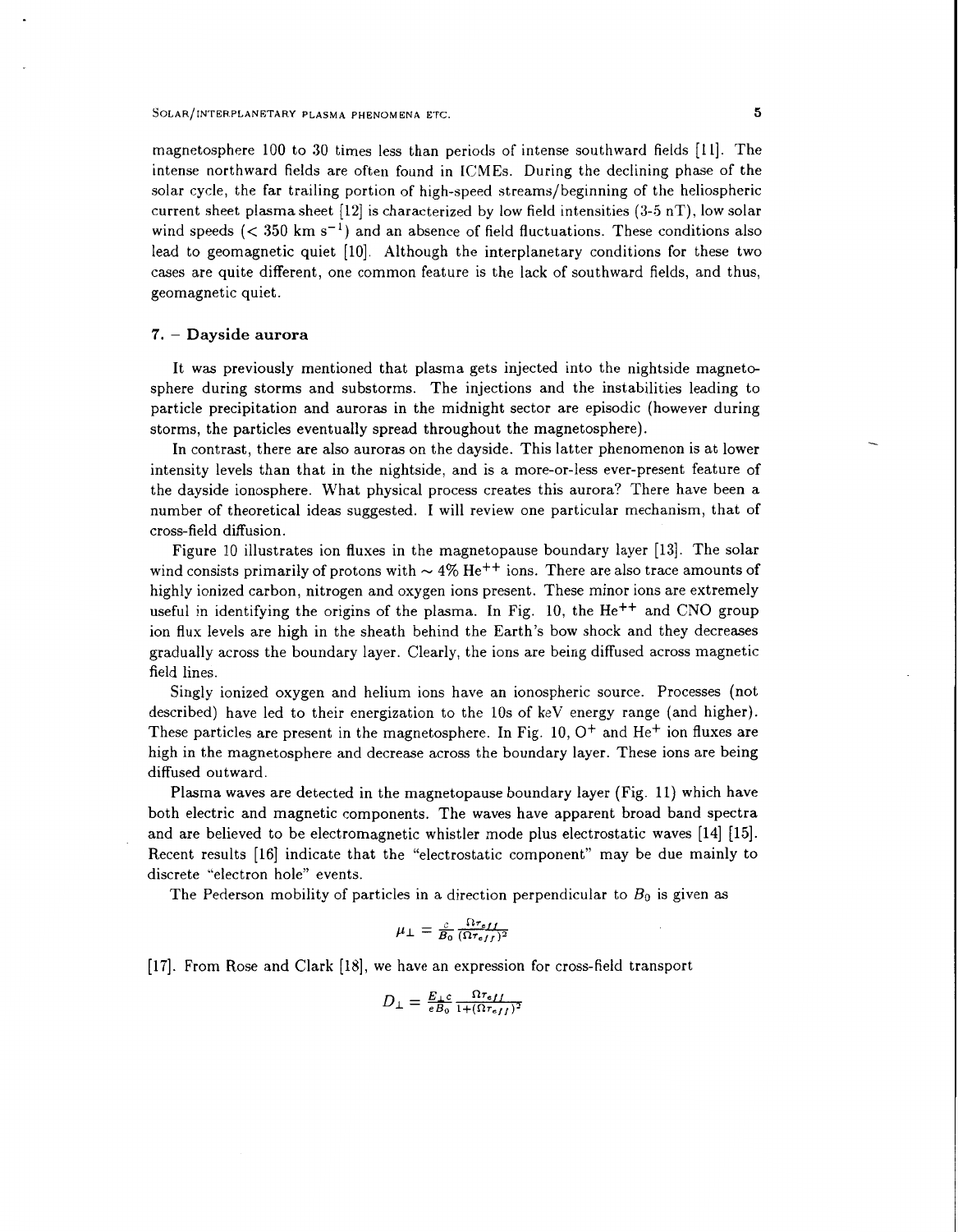magnetosphere 100 to 30 times less than periods of intense southward fields [11]. The intense northward fields are often found in ICMEs. During the declining phase of the solar cycle, the far trailing portion of high-speed streams/beginning of the heliospheric current sheet plasma sheet [12] is characterized by low field intensities (3-5 nT), low solar wind speeds ($< 350$ km s$^{-1}$) and an absence of field fluctuations. These conditions also lead to geomagnetic quiet [10]. Although the interplanetary conditions for these two cases are quite different, one common feature is the lack of southward fields, and thus, geomagnetic quiet.

## 7. – Dayside aurora

It was previously mentioned that plasma gets injected into the nightside magnetosphere during storms and substorms. The injections and the instabilities leading to particle precipitation and auroras in the midnight sector are episodic (however during storms, the particles eventually spread throughout the magnetosphere).

In contrast, there are also auroras on the dayside. This latter phenomenon is at lower intensity levels than that in the nightside, and is a more-or-less ever-present feature of the dayside ionosphere. What physical process creates this aurora? There have been a number of theoretical ideas suggested. I will review one particular mechanism, that of cross-field diffusion.

Figure 10 illustrates ion fluxes in the magnetopause boundary layer [13]. The solar wind consists primarily of protons with $\sim 4\%$ $He^{++}$ ions. There are also trace amounts of highly ionized carbon, nitrogen and oxygen ions present. These minor ions are extremely useful in identifying the origins of the plasma. In Fig. 10, the $He^{++}$ and CNO group ion flux levels are high in the sheath behind the Earth's bow shock and they decreases gradually across the boundary layer. Clearly, the ions are being diffused across magnetic field lines.

Singly ionized oxygen and helium ions have an ionospheric source. Processes (not described) have led to their energization to the 10s of keV energy range (and higher). These particles are present in the magnetosphere. In Fig. 10, $O^+$ and $He^+$ ion fluxes are high in the magnetosphere and decrease across the boundary layer. These ions are being diffused outward.

Plasma waves are detected in the magnetopause boundary layer (Fig. 11) which have both electric and magnetic components. The waves have apparent broad band spectra and are believed to be electromagnetic whistler mode plus electrostatic waves [14] [15]. Recent results [16] indicate that the "electrostatic component" may be due mainly to discrete "electron hole" events.

The Pederson mobility of particles in a direction perpendicular to $B_0$ is given as

$$\mu_\perp = \frac{c}{B_0} \frac{\Omega \tau_{eff}}{(\Omega \tau_{eff})^2}$$

[17]. From Rose and Clark [18], we have an expression for cross-field transport

$$D_\perp = \frac{E_\perp c}{e B_0} \frac{\Omega \tau_{eff}}{1 + (\Omega \tau_{eff})^2}$$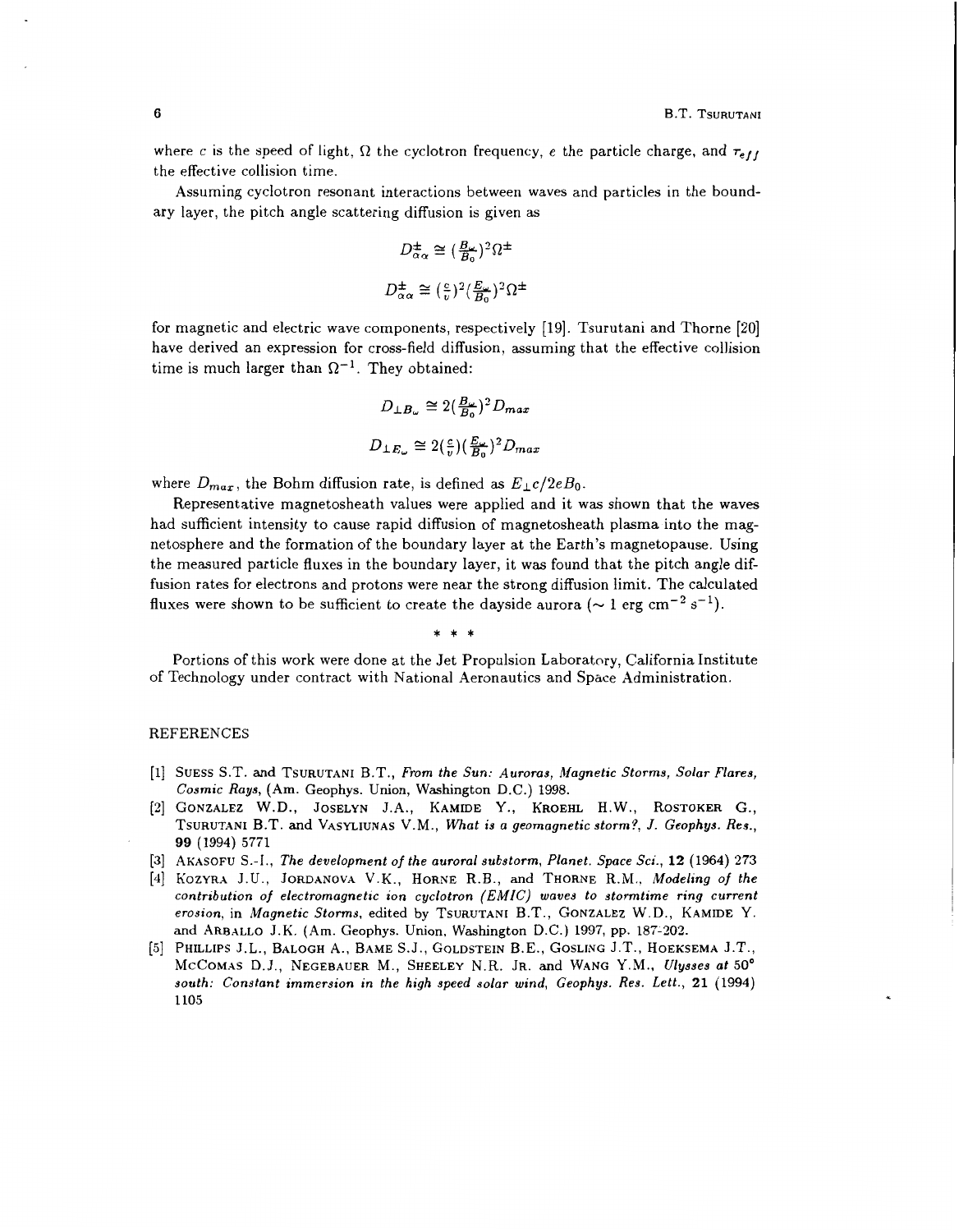where $c$ is the speed of light, $\Omega$ the cyclotron frequency, $e$ the particle charge, and $\tau_{eff}$ the effective collision time.

Assuming cyclotron resonant interactions between waves and particles in the boundary layer, the pitch angle scattering diffusion is given as

$$D^{\pm}_{\alpha\alpha} \cong (\tfrac{B_\omega}{B_0})^2 \Omega^{\pm}$$

$$D^{\pm}_{\alpha\alpha} \cong (\tfrac{c}{v})^2 (\tfrac{E_\omega}{B_0})^2 \Omega^{\pm}$$

for magnetic and electric wave components, respectively [19]. Tsurutani and Thorne [20] have derived an expression for cross-field diffusion, assuming that the effective collision time is much larger than $\Omega^{-1}$. They obtained:

$$D_{\perp B_\omega} \cong 2(\tfrac{B_\omega}{B_0})^2 D_{max}$$

$$D_{\perp E_\omega} \cong 2(\tfrac{c}{v})(\tfrac{E_\omega}{B_0})^2 D_{max}$$

where $D_{max}$, the Bohm diffusion rate, is defined as $E_\perp c/2eB_0$.

Representative magnetosheath values were applied and it was shown that the waves had sufficient intensity to cause rapid diffusion of magnetosheath plasma into the magnetosphere and the formation of the boundary layer at the Earth's magnetopause. Using the measured particle fluxes in the boundary layer, it was found that the pitch angle diffusion rates for electrons and protons were near the strong diffusion limit. The calculated fluxes were shown to be sufficient to create the dayside aurora ($\sim 1$ erg cm$^{-2}$ s$^{-1}$).

\* \* \*

Portions of this work were done at the Jet Propulsion Laboratory, California Institute of Technology under contract with National Aeronautics and Space Administration.

## REFERENCES

[1] Suess S.T. and Tsurutani B.T., *From the Sun: Auroras, Magnetic Storms, Solar Flares, Cosmic Rays*, (Am. Geophys. Union, Washington D.C.) 1998.

[2] Gonzalez W.D., Joselyn J.A., Kamide Y., Kroehl H.W., Rostoker G., Tsurutani B.T. and Vasyliunas V.M., *What is a geomagnetic storm?*, *J. Geophys. Res.*, **99** (1994) 5771

[3] Akasofu S.-I., *The development of the auroral substorm*, *Planet. Space Sci.*, **12** (1964) 273

[4] Kozyra J.U., Jordanova V.K., Horne R.B., and Thorne R.M., *Modeling of the contribution of electromagnetic ion cyclotron (EMIC) waves to stormtime ring current erosion*, in *Magnetic Storms*, edited by Tsurutani B.T., Gonzalez W.D., Kamide Y. and Arballo J.K. (Am. Geophys. Union, Washington D.C.) 1997, pp. 187-202.

[5] Phillips J.L., Balogh A., Bame S.J., Goldstein B.E., Gosling J.T., Hoeksema J.T., McComas D.J., Negebauer M., Sheeley N.R. Jr. and Wang Y.M., *Ulysses at 50° south: Constant immersion in the high speed solar wind*, *Geophys. Res. Lett.*, **21** (1994) 1105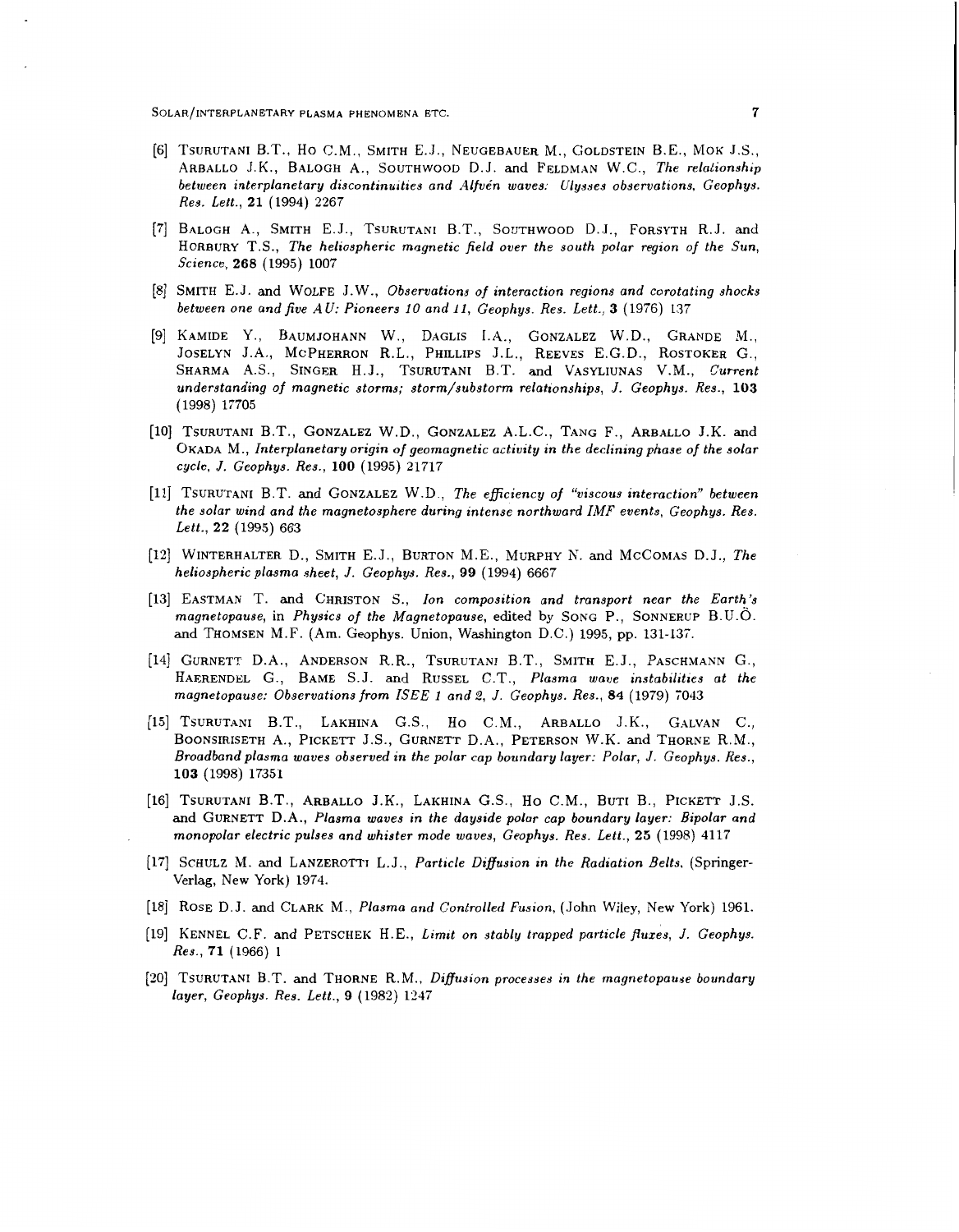[6] TSURUTANI B.T., HO C.M., SMITH E.J., NEUGEBAUER M., GOLDSTEIN B.E., MOK J.S., ARBALLO J.K., BALOGH A., SOUTHWOOD D.J. and FELDMAN W.C., *The relationship between interplanetary discontinuities and Alfvén waves: Ulysses observations, Geophys. Res. Lett.*, **21** (1994) 2267

[7] BALOGH A., SMITH E.J., TSURUTANI B.T., SOUTHWOOD D.J., FORSYTH R.J. and HORBURY T.S., *The heliospheric magnetic field over the south polar region of the Sun, Science*, **268** (1995) 1007

[8] SMITH E.J. and WOLFE J.W., *Observations of interaction regions and corotating shocks between one and five AU: Pioneers 10 and 11, Geophys. Res. Lett.*, **3** (1976) 137

[9] KAMIDE Y., BAUMJOHANN W., DAGLIS I.A., GONZALEZ W.D., GRANDE M., JOSELYN J.A., MCPHERRON R.L., PHILLIPS J.L., REEVES E.G.D., ROSTOKER G., SHARMA A.S., SINGER H.J., TSURUTANI B.T. and VASYLIUNAS V.M., *Current understanding of magnetic storms; storm/substorm relationships, J. Geophys. Res.*, **103** (1998) 17705

[10] TSURUTANI B.T., GONZALEZ W.D., GONZALEZ A.L.C., TANG F., ARBALLO J.K. and OKADA M., *Interplanetary origin of geomagnetic activity in the declining phase of the solar cycle, J. Geophys. Res.*, **100** (1995) 21717

[11] TSURUTANI B.T. and GONZALEZ W.D., *The efficiency of "viscous interaction" between the solar wind and the magnetosphere during intense northward IMF events, Geophys. Res. Lett.*, **22** (1995) 663

[12] WINTERHALTER D., SMITH E.J., BURTON M.E., MURPHY N. and MCCOMAS D.J., *The heliospheric plasma sheet, J. Geophys. Res.*, **99** (1994) 6667

[13] EASTMAN T. and CHRISTON S., *Ion composition and transport near the Earth's magnetopause*, in *Physics of the Magnetopause*, edited by SONG P., SONNERUP B.U.Ö. and THOMSEN M.F. (Am. Geophys. Union, Washington D.C.) 1995, pp. 131-137.

[14] GURNETT D.A., ANDERSON R.R., TSURUTANI B.T., SMITH E.J., PASCHMANN G., HAERENDEL G., BAME S.J. and RUSSEL C.T., *Plasma wave instabilities at the magnetopause: Observations from ISEE 1 and 2, J. Geophys. Res.*, **84** (1979) 7043

[15] TSURUTANI B.T., LAKHINA G.S., HO C.M., ARBALLO J.K., GALVAN C., BOONSIRISETH A., PICKETT J.S., GURNETT D.A., PETERSON W.K. and THORNE R.M., *Broadband plasma waves observed in the polar cap boundary layer: Polar, J. Geophys. Res.*, **103** (1998) 17351

[16] TSURUTANI B.T., ARBALLO J.K., LAKHINA G.S., HO C.M., BUTI B., PICKETT J.S. and GURNETT D.A., *Plasma waves in the dayside polar cap boundary layer: Bipolar and monopolar electric pulses and whister mode waves, Geophys. Res. Lett.*, **25** (1998) 4117

[17] SCHULZ M. and LANZEROTTI L.J., *Particle Diffusion in the Radiation Belts*, (Springer-Verlag, New York) 1974.

[18] ROSE D.J. and CLARK M., *Plasma and Controlled Fusion*, (John Wiley, New York) 1961.

[19] KENNEL C.F. and PETSCHEK H.E., *Limit on stably trapped particle fluxes, J. Geophys. Res.*, **71** (1966) 1

[20] TSURUTANI B.T. and THORNE R.M., *Diffusion processes in the magnetopause boundary layer, Geophys. Res. Lett.*, **9** (1982) 1247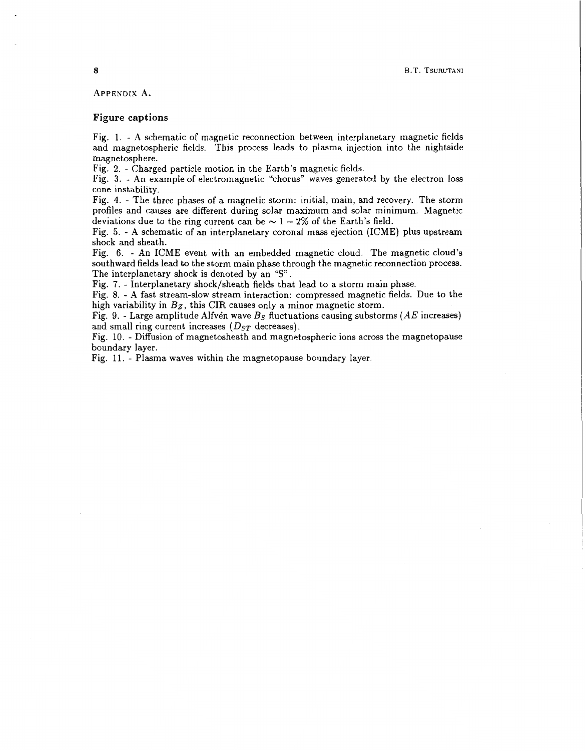APPENDIX A.

### Figure captions

Fig. 1. - A schematic of magnetic reconnection between interplanetary magnetic fields and magnetospheric fields. This process leads to plasma injection into the nightside magnetosphere.

Fig. 2. - Charged particle motion in the Earth's magnetic fields.

Fig. 3. - An example of electromagnetic "chorus" waves generated by the electron loss cone instability.

Fig. 4. - The three phases of a magnetic storm: initial, main, and recovery. The storm profiles and causes are different during solar maximum and solar minimum. Magnetic deviations due to the ring current can be $\sim 1-2\%$ of the Earth's field.

Fig. 5. - A schematic of an interplanetary coronal mass ejection (ICME) plus upstream shock and sheath.

Fig. 6. - An ICME event with an embedded magnetic cloud. The magnetic cloud's southward fields lead to the storm main phase through the magnetic reconnection process. The interplanetary shock is denoted by an "S".

Fig. 7. - Interplanetary shock/sheath fields that lead to a storm main phase.

Fig. 8. - A fast stream-slow stream interaction: compressed magnetic fields. Due to the high variability in $B_Z$, this CIR causes only a minor magnetic storm.

Fig. 9. - Large amplitude Alfvén wave $B_S$ fluctuations causing substorms ($AE$ increases) and small ring current increases ($D_{ST}$ decreases).

Fig. 10. - Diffusion of magnetosheath and magnetospheric ions across the magnetopause boundary layer.

Fig. 11. - Plasma waves within the magnetopause boundary layer.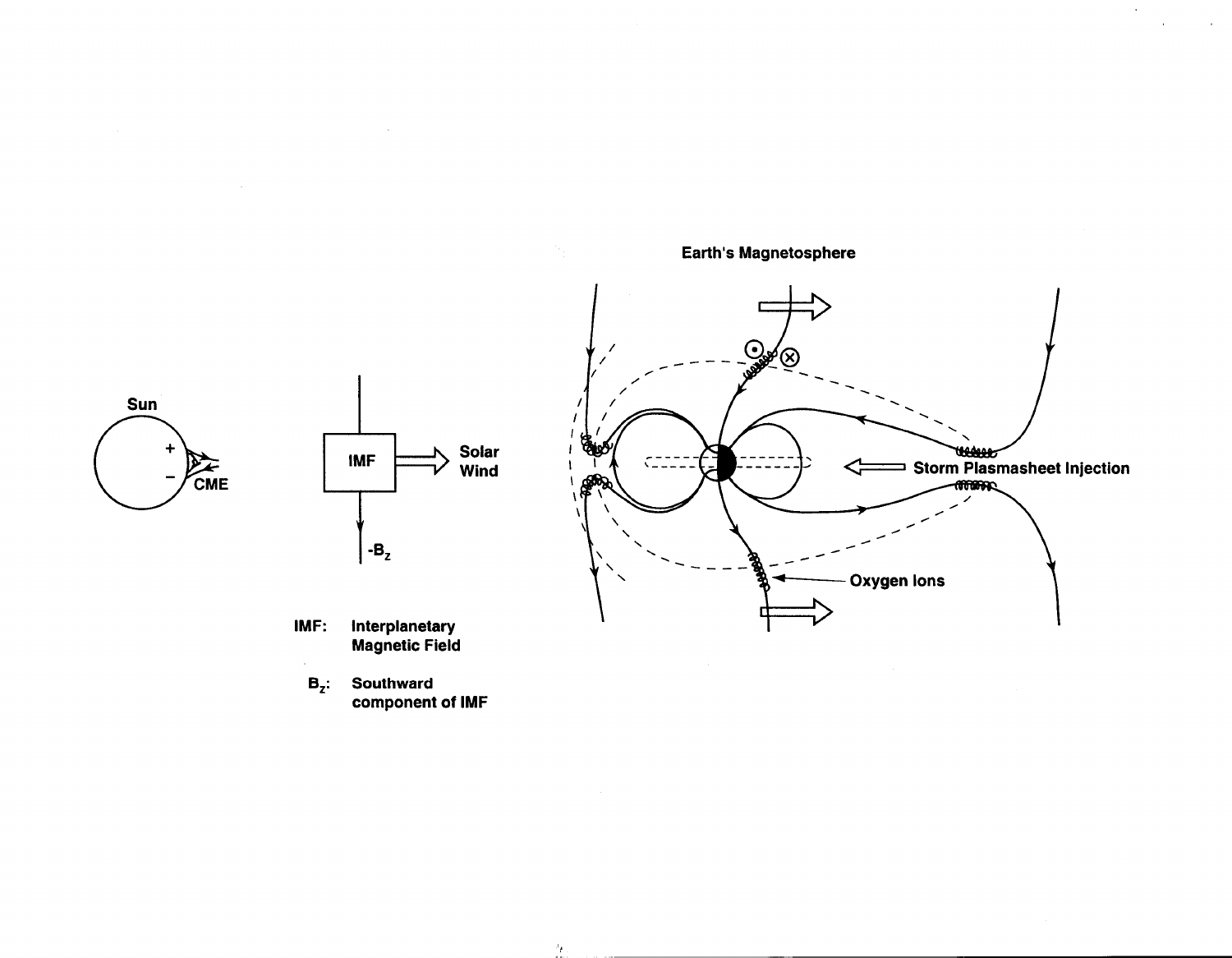Earth's Magnetosphere

Sun

CME

IMF

Solar Wind

$-B_z$

Storm Plasmasheet Injection

Oxygen Ions

IMF: Interplanetary Magnetic Field

$B_z$: Southward component of IMF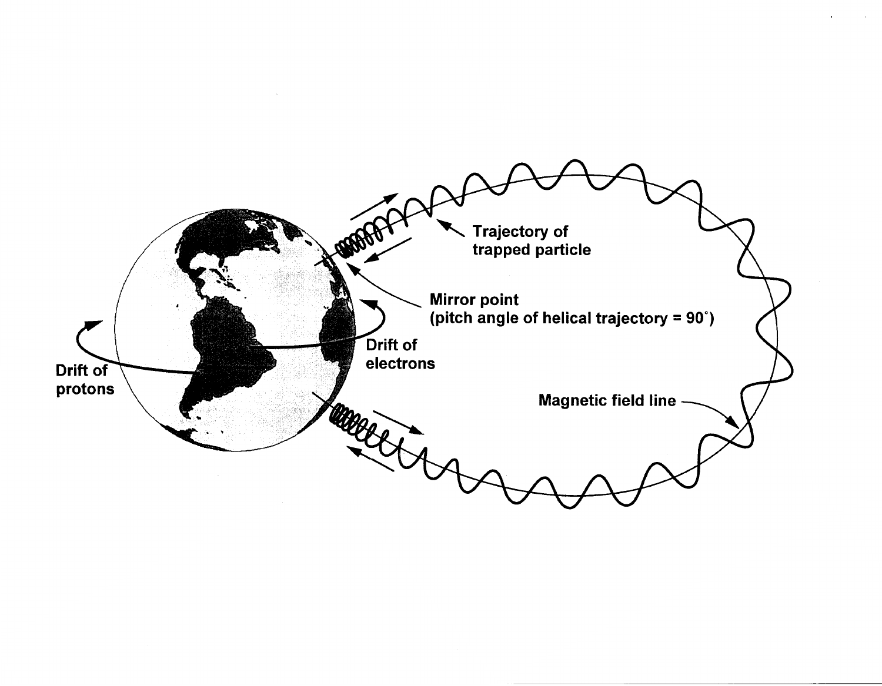Trajectory of trapped particle

Mirror point (pitch angle of helical trajectory = 90˚)

Drift of electrons

Drift of protons

Magnetic field line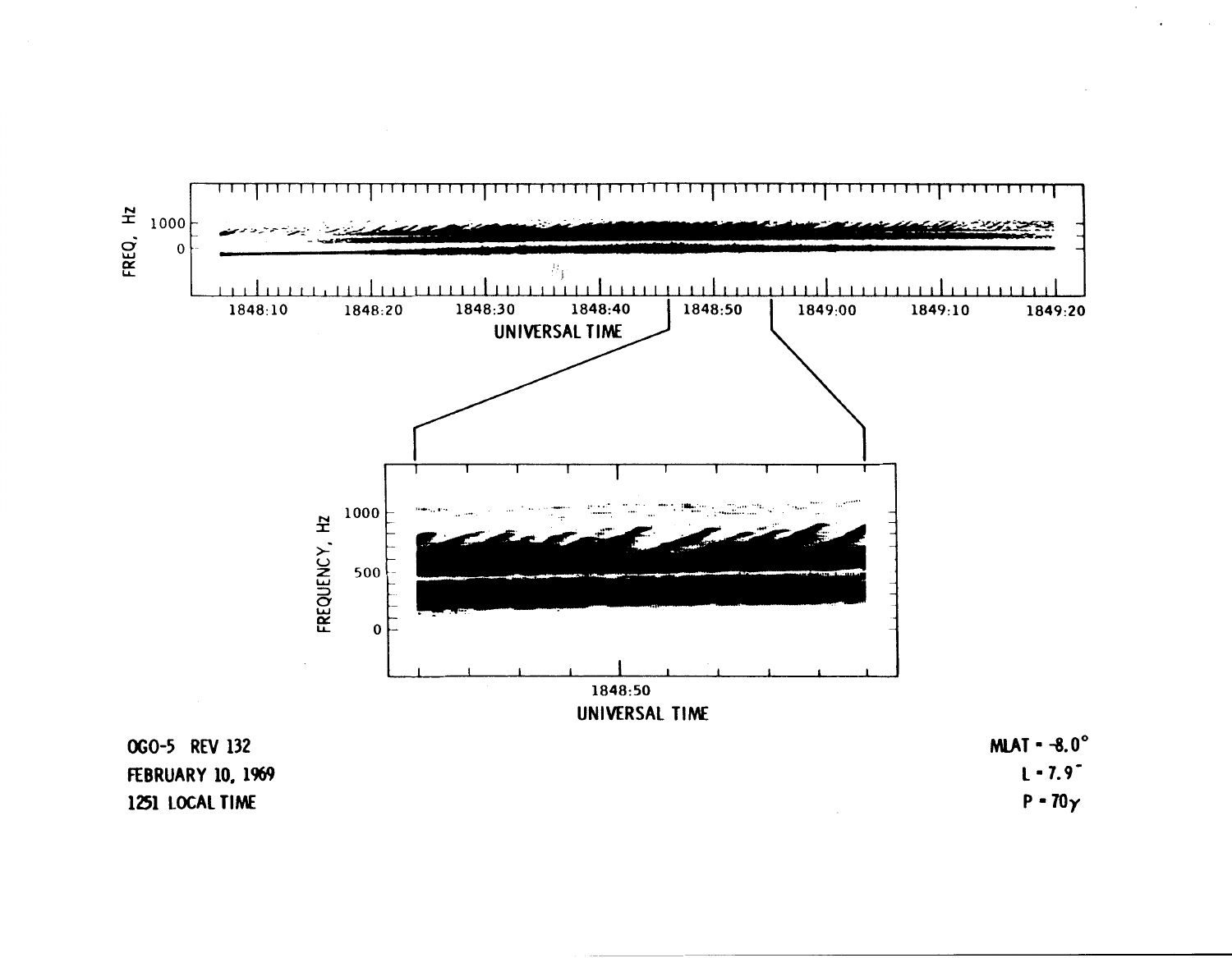OGO-5 REV 132
FEBRUARY 10, 1969
1251 LOCAL TIME

MLAT = -8.0°
L = 7.9
P = 70γ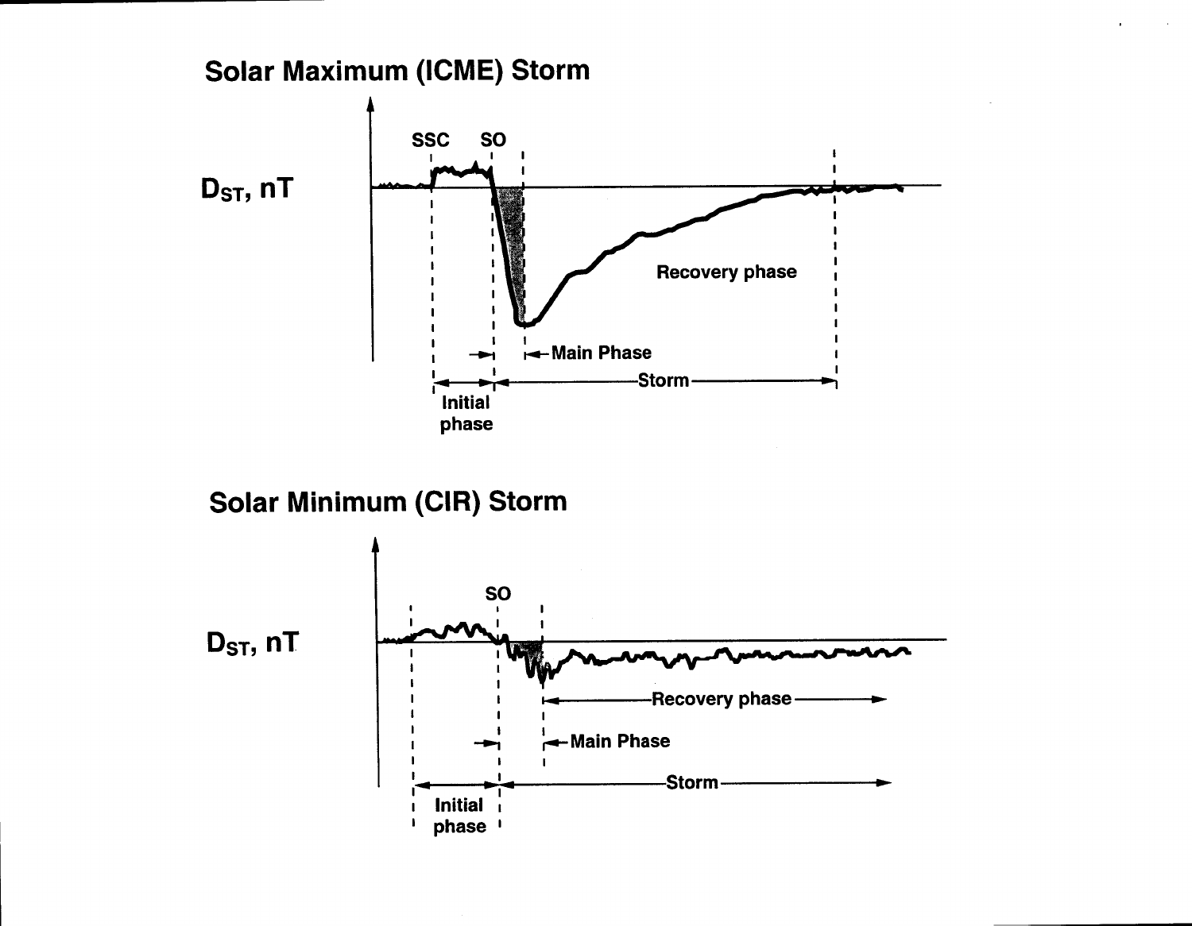## Solar Maximum (ICME) Storm

$D_{ST}$, nT

SSC SO

Recovery phase

Main Phase

Storm

Initial phase

## Solar Minimum (CIR) Storm

$D_{ST}$, nT

SO

Recovery phase

Main Phase

Storm

Initial phase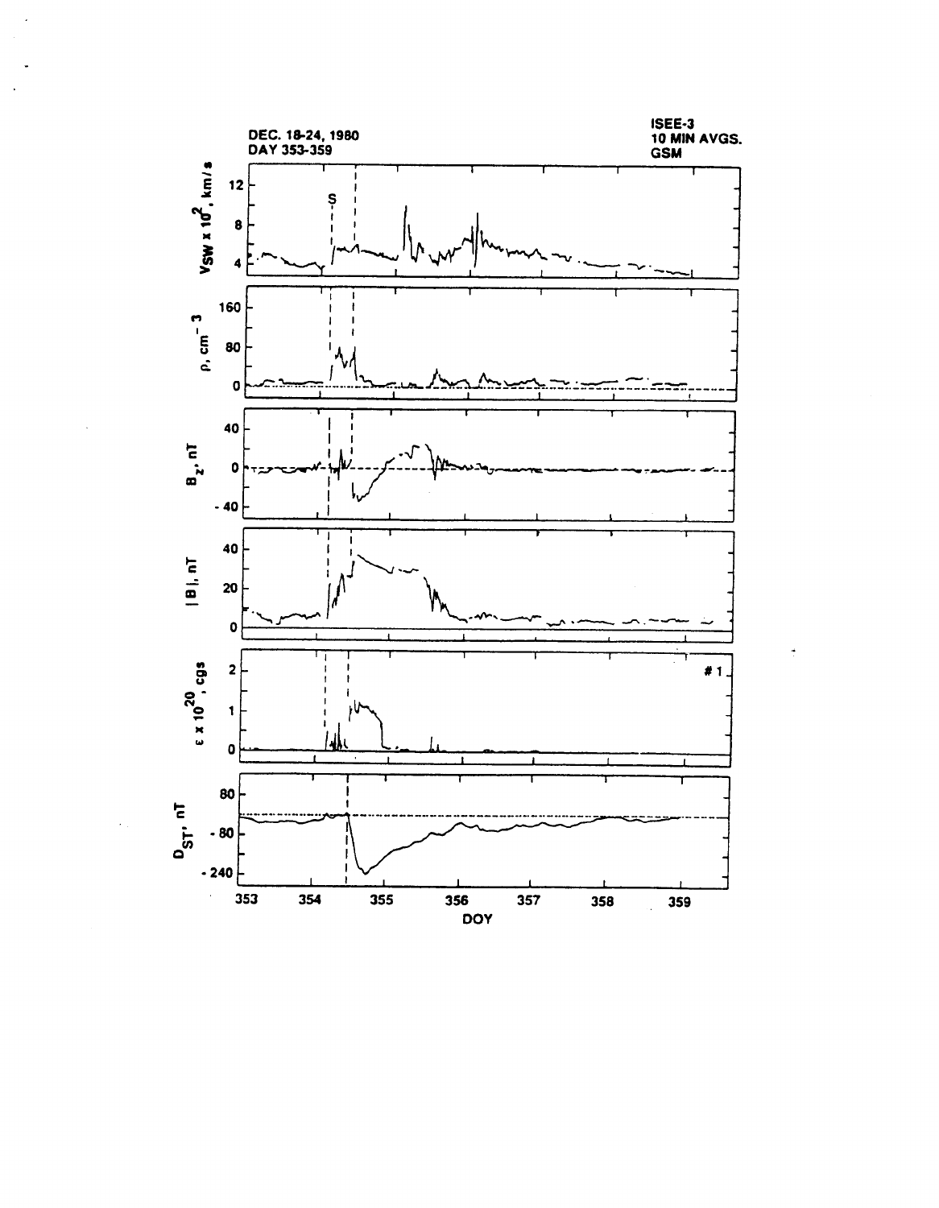DEC. 18-24, 1980
DAY 353-359

ISEE-3
10 MIN AVGS.
GSM

$V_{SW} \times 10^2$, km/s

$\rho$, cm$^{-3}$

$B_z$, nT

|B|, nT

$\epsilon \times 10^{20}$, cgs

#1

$D_{ST}$, nT

DOY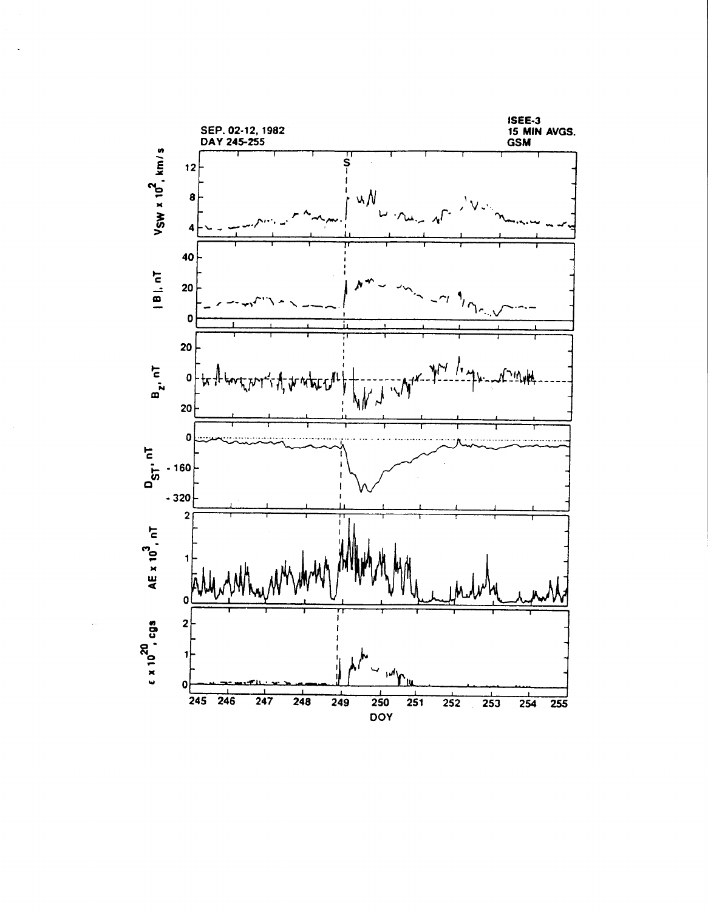SEP. 02-12, 1982
DAY 245-255

ISEE-3
15 MIN AVGS.
GSM

S

$V_{SW} \times 10^2$, km/s

$|B|$, nT

$B_z$, nT

$D_{ST}$, nT

$AE \times 10^3$, nT

$\epsilon \times 10^{20}$, cgs

DOY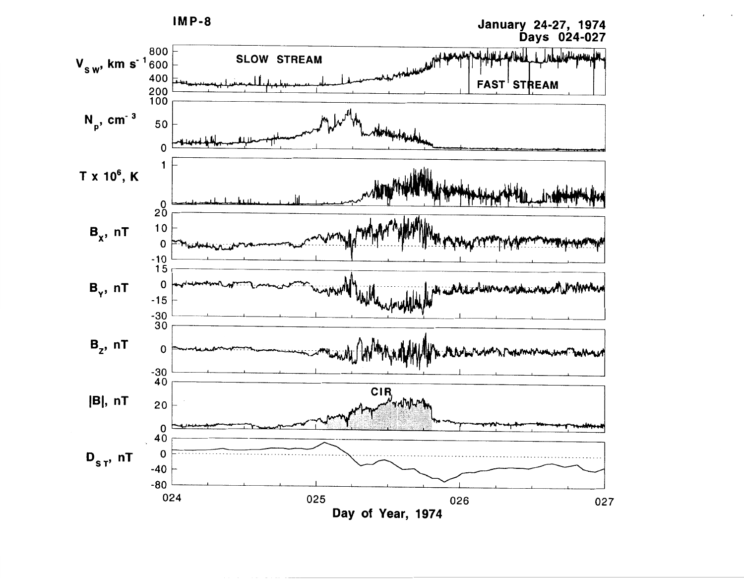**IMP-8**

**January 24-27, 1974**
**Days 024-027**

$V_{SW}$, km $s^{-1}$ — SLOW STREAM — FAST STREAM

$N_p$, $cm^{-3}$

$T \times 10^6$, K

$B_X$, nT

$B_Y$, nT

$B_Z$, nT

|B|, nT — CIR

$D_{ST}$, nT

024 025 026 027

**Day of Year, 1974**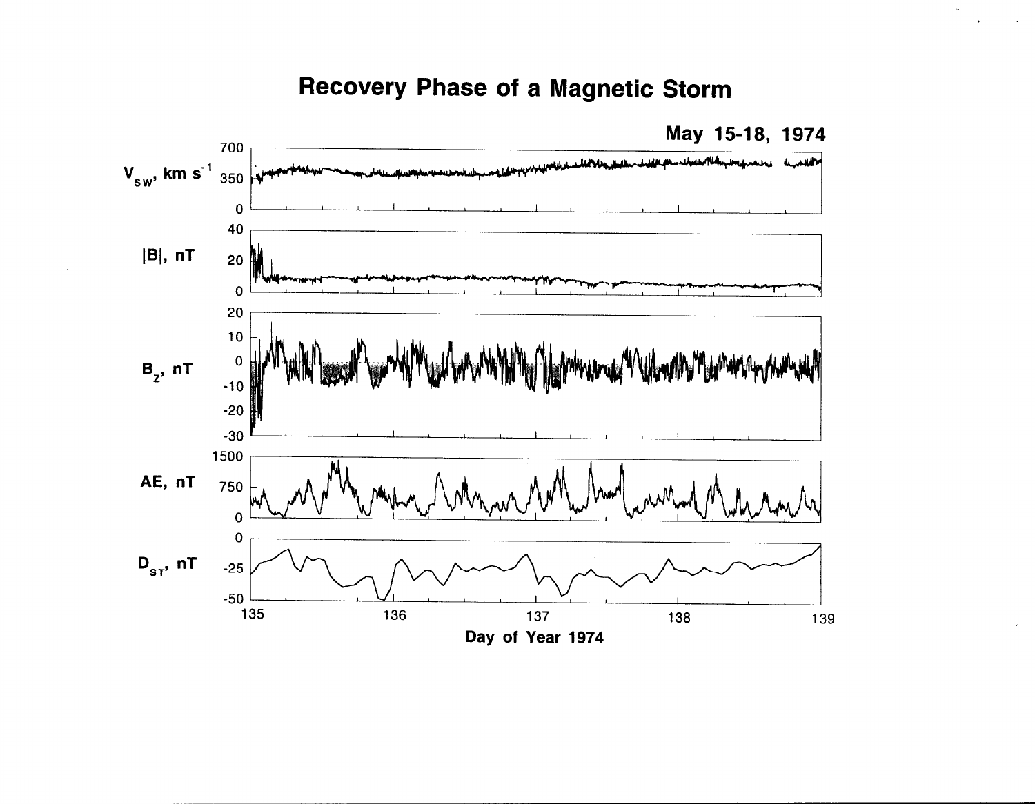# Recovery Phase of a Magnetic Storm

**May 15-18, 1974**

$V_{sw}$, km $s^{-1}$

|B|, nT

$B_z$, nT

AE, nT

$D_{ST}$, nT

Day of Year 1974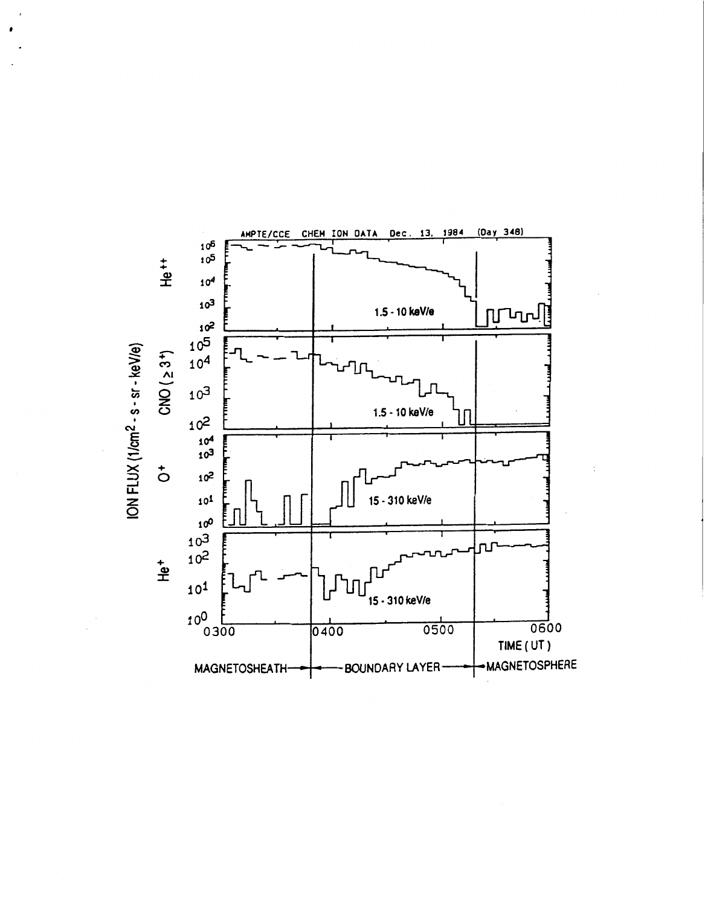AMPTE/CCE CHEM ION DATA Dec. 13, 1984 (Day 348)

ION FLUX (1/cm$^2$ - s - sr - keV/e)

He$^{++}$

$10^5$
$10^5$
$10^4$
$10^3$
$10^2$

1.5 - 10 keV/e

CNO ($\geq 3^+$)

$10^5$
$10^4$
$10^3$
$10^2$

1.5 - 10 keV/e

O$^+$

$10^4$
$10^3$
$10^2$
$10^1$
$10^0$

15 - 310 keV/e

He$^+$

$10^3$
$10^2$
$10^1$
$10^0$

15 - 310 keV/e

0300 0400 0500 0600

TIME (UT)

MAGNETOSHEATH — BOUNDARY LAYER — MAGNETOSPHERE